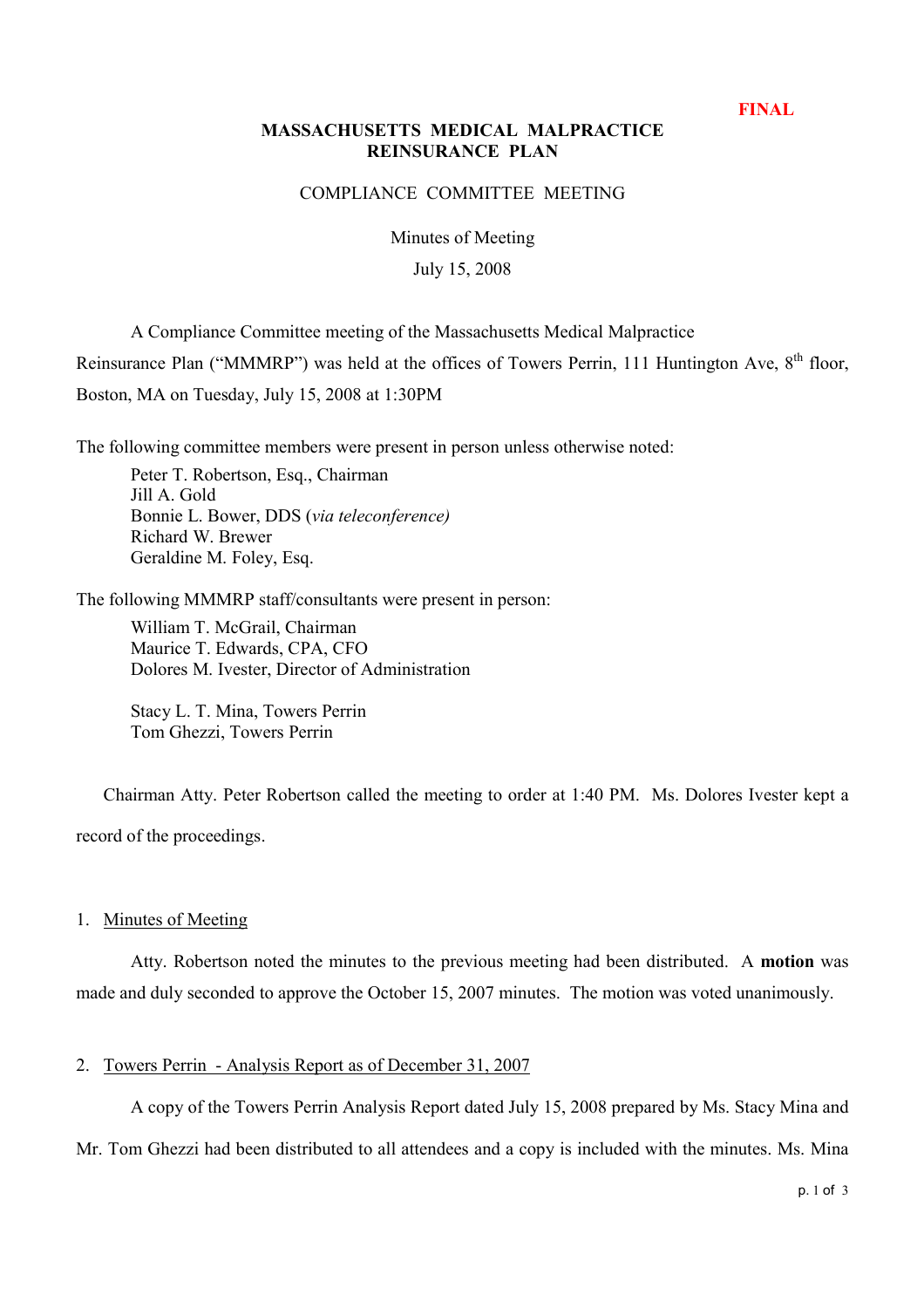**FINAL**

# MASSACHUSETTS MEDICAL MALPRACTICE REINSURANCE PLAN

## COMPLIANCE COMMITTEE MEETING

Minutes of Meeting

July 15, 2008

A Compliance Committee meeting of the Massachusetts Medical Malpractice Reinsurance Plan ("MMMRP") was held at the offices of Towers Perrin, 111 Huntington Ave, 8th floor, Boston, MA on Tuesday, July 15, 2008 at 1:30PM

The following committee members were present in person unless otherwise noted:

Peter T. Robertson, Esq., Chairman
Jill A. Gold
Bonnie L. Bower, DDS (*via teleconference)*
Richard W. Brewer
Geraldine M. Foley, Esq.

The following MMMRP staff/consultants were present in person:

William T. McGrail, Chairman
Maurice T. Edwards, CPA, CFO
Dolores M. Ivester, Director of Administration

Stacy L. T. Mina, Towers Perrin
Tom Ghezzi, Towers Perrin

Chairman Atty. Peter Robertson called the meeting to order at 1:40 PM. Ms. Dolores Ivester kept a record of the proceedings.

1. Minutes of Meeting

Atty. Robertson noted the minutes to the previous meeting had been distributed. A **motion** was made and duly seconded to approve the October 15, 2007 minutes. The motion was voted unanimously.

2. Towers Perrin - Analysis Report as of December 31, 2007

A copy of the Towers Perrin Analysis Report dated July 15, 2008 prepared by Ms. Stacy Mina and Mr. Tom Ghezzi had been distributed to all attendees and a copy is included with the minutes. Ms. Mina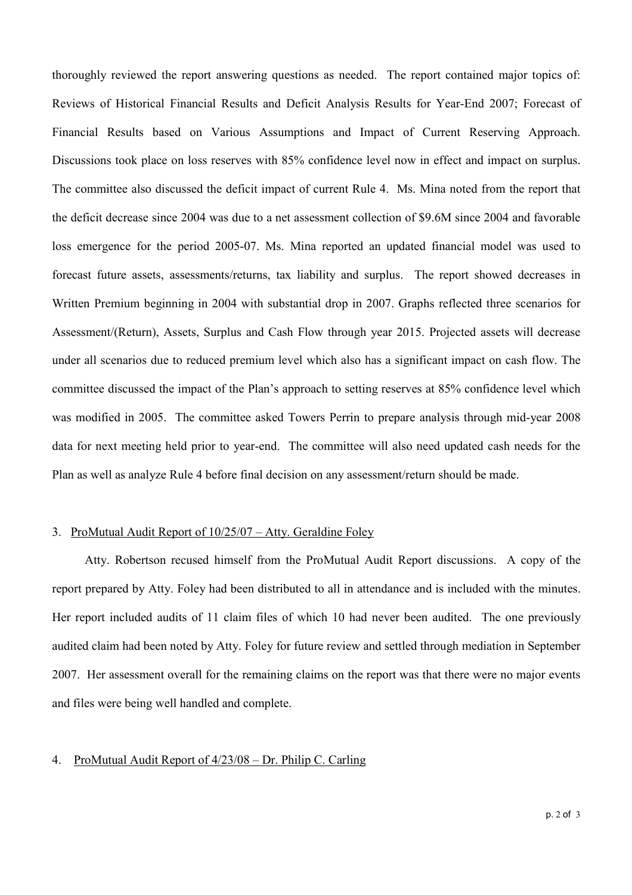thoroughly reviewed the report answering questions as needed. The report contained major topics of: Reviews of Historical Financial Results and Deficit Analysis Results for Year-End 2007; Forecast of Financial Results based on Various Assumptions and Impact of Current Reserving Approach. Discussions took place on loss reserves with 85% confidence level now in effect and impact on surplus. The committee also discussed the deficit impact of current Rule 4. Ms. Mina noted from the report that the deficit decrease since 2004 was due to a net assessment collection of $9.6M since 2004 and favorable loss emergence for the period 2005-07. Ms. Mina reported an updated financial model was used to forecast future assets, assessments/returns, tax liability and surplus. The report showed decreases in Written Premium beginning in 2004 with substantial drop in 2007. Graphs reflected three scenarios for Assessment/(Return), Assets, Surplus and Cash Flow through year 2015. Projected assets will decrease under all scenarios due to reduced premium level which also has a significant impact on cash flow. The committee discussed the impact of the Plan's approach to setting reserves at 85% confidence level which was modified in 2005. The committee asked Towers Perrin to prepare analysis through mid-year 2008 data for next meeting held prior to year-end. The committee will also need updated cash needs for the Plan as well as analyze Rule 4 before final decision on any assessment/return should be made.

3. <u>ProMutual Audit Report of 10/25/07 – Atty. Geraldine Foley</u>

Atty. Robertson recused himself from the ProMutual Audit Report discussions. A copy of the report prepared by Atty. Foley had been distributed to all in attendance and is included with the minutes. Her report included audits of 11 claim files of which 10 had never been audited. The one previously audited claim had been noted by Atty. Foley for future review and settled through mediation in September 2007. Her assessment overall for the remaining claims on the report was that there were no major events and files were being well handled and complete.

4. <u>ProMutual Audit Report of 4/23/08 – Dr. Philip C. Carling</u>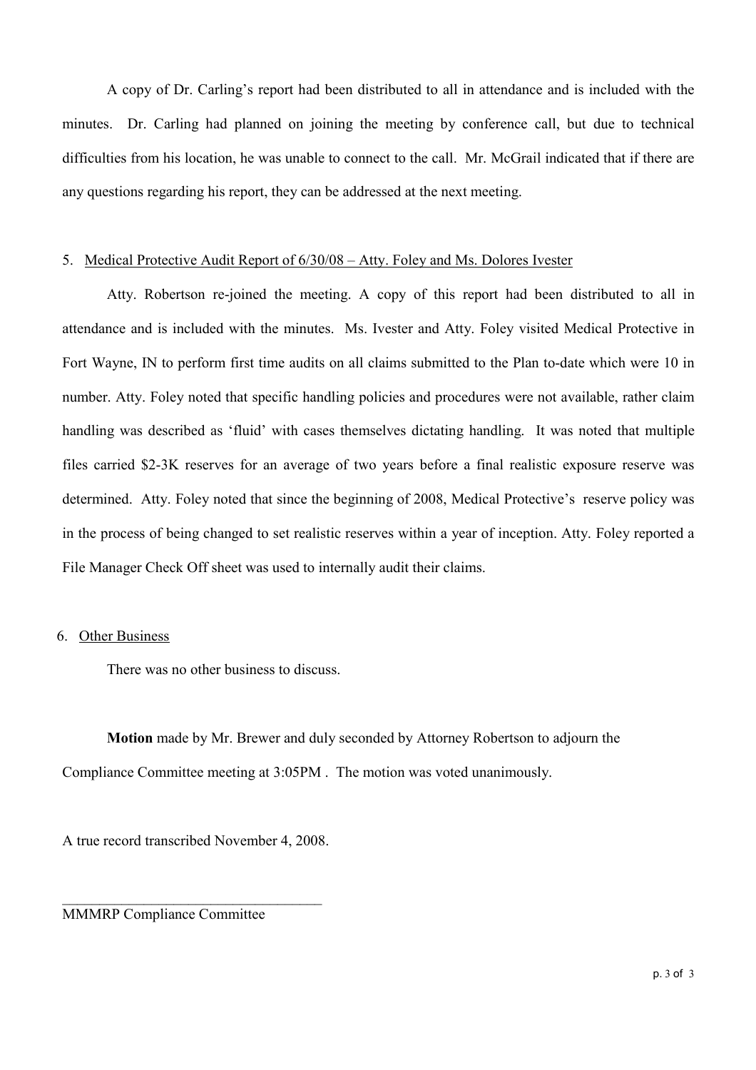A copy of Dr. Carling's report had been distributed to all in attendance and is included with the minutes. Dr. Carling had planned on joining the meeting by conference call, but due to technical difficulties from his location, he was unable to connect to the call. Mr. McGrail indicated that if there are any questions regarding his report, they can be addressed at the next meeting.

5. Medical Protective Audit Report of 6/30/08 – Atty. Foley and Ms. Dolores Ivester

Atty. Robertson re-joined the meeting. A copy of this report had been distributed to all in attendance and is included with the minutes. Ms. Ivester and Atty. Foley visited Medical Protective in Fort Wayne, IN to perform first time audits on all claims submitted to the Plan to-date which were 10 in number. Atty. Foley noted that specific handling policies and procedures were not available, rather claim handling was described as 'fluid' with cases themselves dictating handling. It was noted that multiple files carried $2-3K reserves for an average of two years before a final realistic exposure reserve was determined. Atty. Foley noted that since the beginning of 2008, Medical Protective's reserve policy was in the process of being changed to set realistic reserves within a year of inception. Atty. Foley reported a File Manager Check Off sheet was used to internally audit their claims.

6. Other Business

There was no other business to discuss.

**Motion** made by Mr. Brewer and duly seconded by Attorney Robertson to adjourn the Compliance Committee meeting at 3:05PM . The motion was voted unanimously.

A true record transcribed November 4, 2008.

\_\_\_\_\_\_\_\_\_\_\_\_\_\_\_\_\_\_\_\_\_\_\_\_\_\_\_\_\_\_\_\_\_\_\_\_

MMMRP Compliance Committee